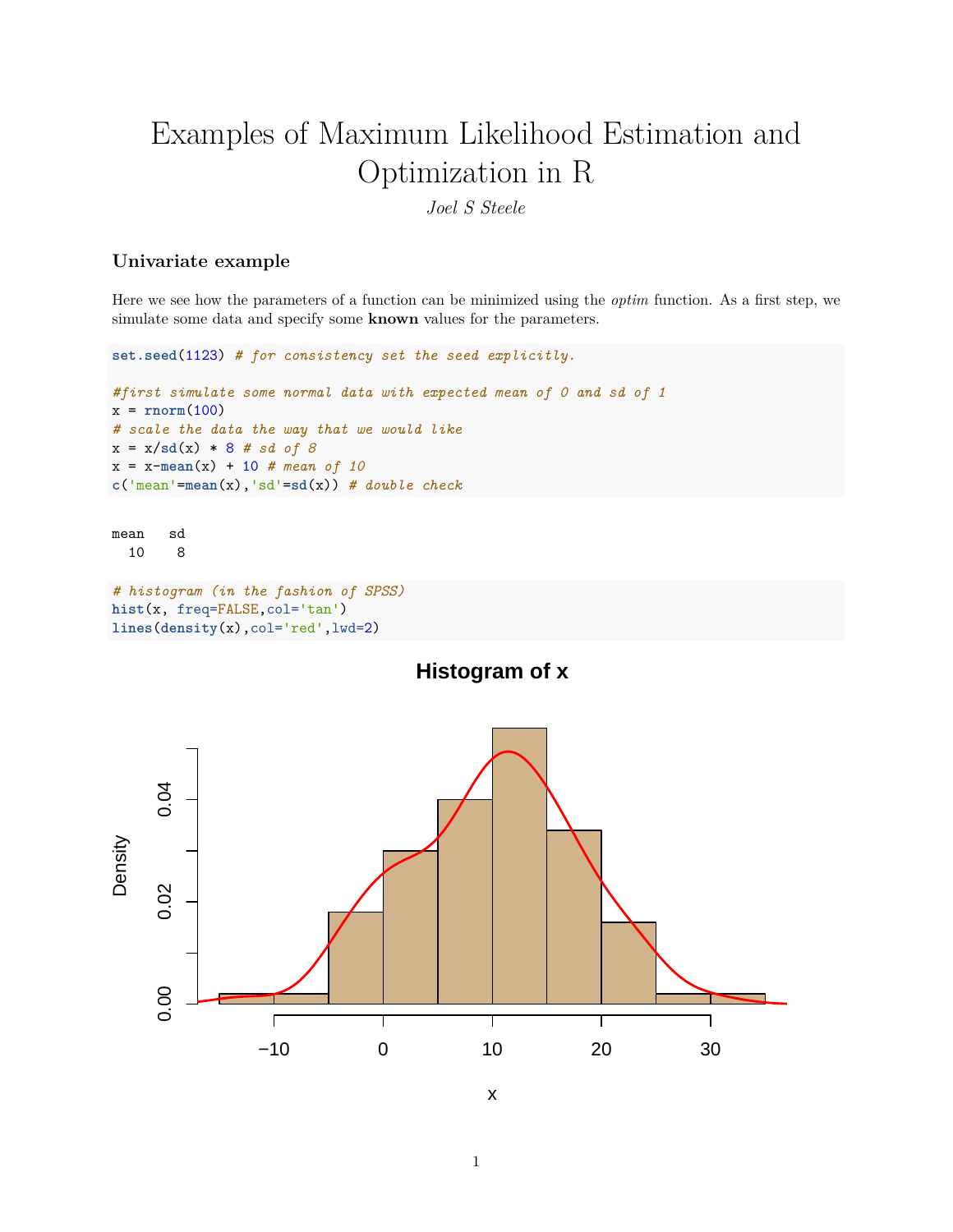# Examples of Maximum Likelihood Estimation and Optimization in R

*Joel S Steele*

### Univariate example

Here we see how the parameters of a function can be minimized using the *optim* function. As a first step, we simulate some data and specify some **known** values for the parameters.

```
set.seed(1123) # for consistency set the seed explicitly.

#first simulate some normal data with expected mean of 0 and sd of 1
x = rnorm(100)
# scale the data the way that we would like
x = x/sd(x) * 8 # sd of 8
x = x-mean(x) + 10 # mean of 10
c('mean'=mean(x),'sd'=sd(x)) # double check
```

```
mean   sd
  10    8
```

```
# histogram (in the fashion of SPSS)
hist(x, freq=FALSE,col='tan')
lines(density(x),col='red',lwd=2)
```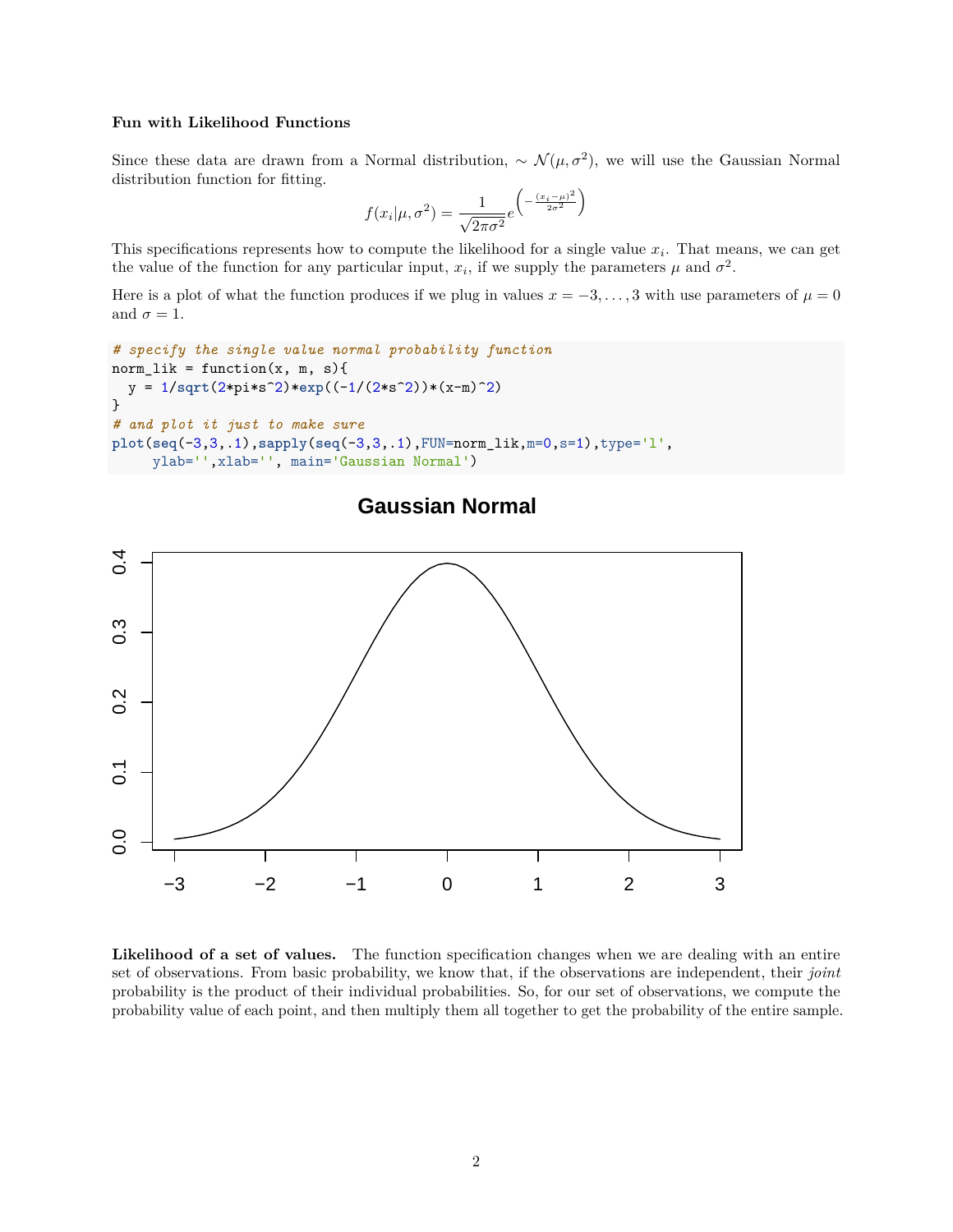**Fun with Likelihood Functions**

Since these data are drawn from a Normal distribution, $\sim \mathcal{N}(\mu, \sigma^2)$, we will use the Gaussian Normal distribution function for fitting.

$$f(x_i|\mu, \sigma^2) = \frac{1}{\sqrt{2\pi\sigma^2}} e^{\left(-\frac{(x_i-\mu)^2}{2\sigma^2}\right)}$$

This specifications represents how to compute the likelihood for a single value $x_i$. That means, we can get the value of the function for any particular input, $x_i$, if we supply the parameters $\mu$ and $\sigma^2$.

Here is a plot of what the function produces if we plug in values $x = -3, \ldots, 3$ with use parameters of $\mu = 0$ and $\sigma = 1$.

```
# specify the single value normal probability function
norm_lik = function(x, m, s){
  y = 1/sqrt(2*pi*s^2)*exp((-1/(2*s^2))*(x-m)^2)
}
# and plot it just to make sure
plot(seq(-3,3,.1),sapply(seq(-3,3,.1),FUN=norm_lik,m=0,s=1),type='l',
     ylab='',xlab='', main='Gaussian Normal')
```

**Likelihood of a set of values.** The function specification changes when we are dealing with an entire set of observations. From basic probability, we know that, if the observations are independent, their *joint* probability is the product of their individual probabilities. So, for our set of observations, we compute the probability value of each point, and then multiply them all together to get the probability of the entire sample.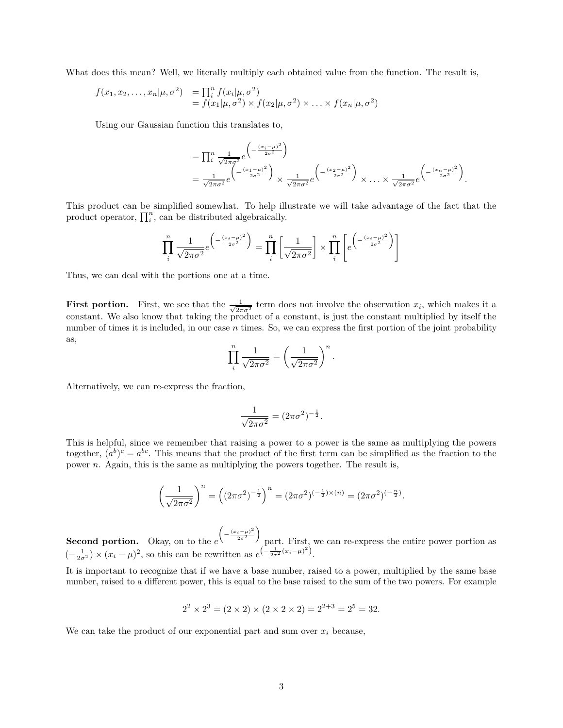What does this mean? Well, we literally multiply each obtained value from the function. The result is,

$$\begin{aligned} f(x_1, x_2, \ldots, x_n|\mu, \sigma^2) &= \prod_i^n f(x_i|\mu, \sigma^2) \\ &= f(x_1|\mu, \sigma^2) \times f(x_2|\mu, \sigma^2) \times \ldots \times f(x_n|\mu, \sigma^2) \end{aligned}$$

Using our Gaussian function this translates to,

$$\begin{aligned} &= \prod_i^n \frac{1}{\sqrt{2\pi\sigma^2}} e^{\left(-\frac{(x_i-\mu)^2}{2\sigma^2}\right)} \\ &= \frac{1}{\sqrt{2\pi\sigma^2}} e^{\left(-\frac{(x_1-\mu)^2}{2\sigma^2}\right)} \times \frac{1}{\sqrt{2\pi\sigma^2}} e^{\left(-\frac{(x_2-\mu)^2}{2\sigma^2}\right)} \times \ldots \times \frac{1}{\sqrt{2\pi\sigma^2}} e^{\left(-\frac{(x_n-\mu)^2}{2\sigma^2}\right)}. \end{aligned}$$

This product can be simplified somewhat. To help illustrate we will take advantage of the fact that the product operator, $\prod_i^n$, can be distributed algebraically.

$$\prod_i^n \frac{1}{\sqrt{2\pi\sigma^2}} e^{\left(-\frac{(x_i-\mu)^2}{2\sigma^2}\right)} = \prod_i^n \left[\frac{1}{\sqrt{2\pi\sigma^2}}\right] \times \prod_i^n \left[e^{\left(-\frac{(x_i-\mu)^2}{2\sigma^2}\right)}\right]$$

Thus, we can deal with the portions one at a time.

**First portion.** First, we see that the $\frac{1}{\sqrt{2\pi\sigma^2}}$ term does not involve the observation $x_i$, which makes it a constant. We also know that taking the product of a constant, is just the constant multiplied by itself the number of times it is included, in our case $n$ times. So, we can express the first portion of the joint probability as,

$$\prod_i^n \frac{1}{\sqrt{2\pi\sigma^2}} = \left(\frac{1}{\sqrt{2\pi\sigma^2}}\right)^n.$$

Alternatively, we can re-express the fraction,

$$\frac{1}{\sqrt{2\pi\sigma^2}} = (2\pi\sigma^2)^{-\frac{1}{2}}.$$

This is helpful, since we remember that raising a power to a power is the same as multiplying the powers together, $(a^b)^c = a^{bc}$. This means that the product of the first term can be simplified as the fraction to the power $n$. Again, this is the same as multiplying the powers together. The result is,

$$\left(\frac{1}{\sqrt{2\pi\sigma^2}}\right)^n = \left((2\pi\sigma^2)^{-\frac{1}{2}}\right)^n = (2\pi\sigma^2)^{(-\frac{1}{2})\times(n)} = (2\pi\sigma^2)^{(-\frac{n}{2})}.$$

**Second portion.** Okay, on to the $e^{\left(-\frac{(x_i-\mu)^2}{2\sigma^2}\right)}$ part. First, we can re-express the entire power portion as $(-\frac{1}{2\sigma^2}) \times (x_i - \mu)^2$, so this can be rewritten as $e^{\left(-\frac{1}{2\sigma^2}(x_i-\mu)^2\right)}$.

It is important to recognize that if we have a base number, raised to a power, multiplied by the same base number, raised to a different power, this is equal to the base raised to the sum of the two powers. For example

$$2^2 \times 2^3 = (2 \times 2) \times (2 \times 2 \times 2) = 2^{2+3} = 2^5 = 32.$$

We can take the product of our exponential part and sum over $x_i$ because,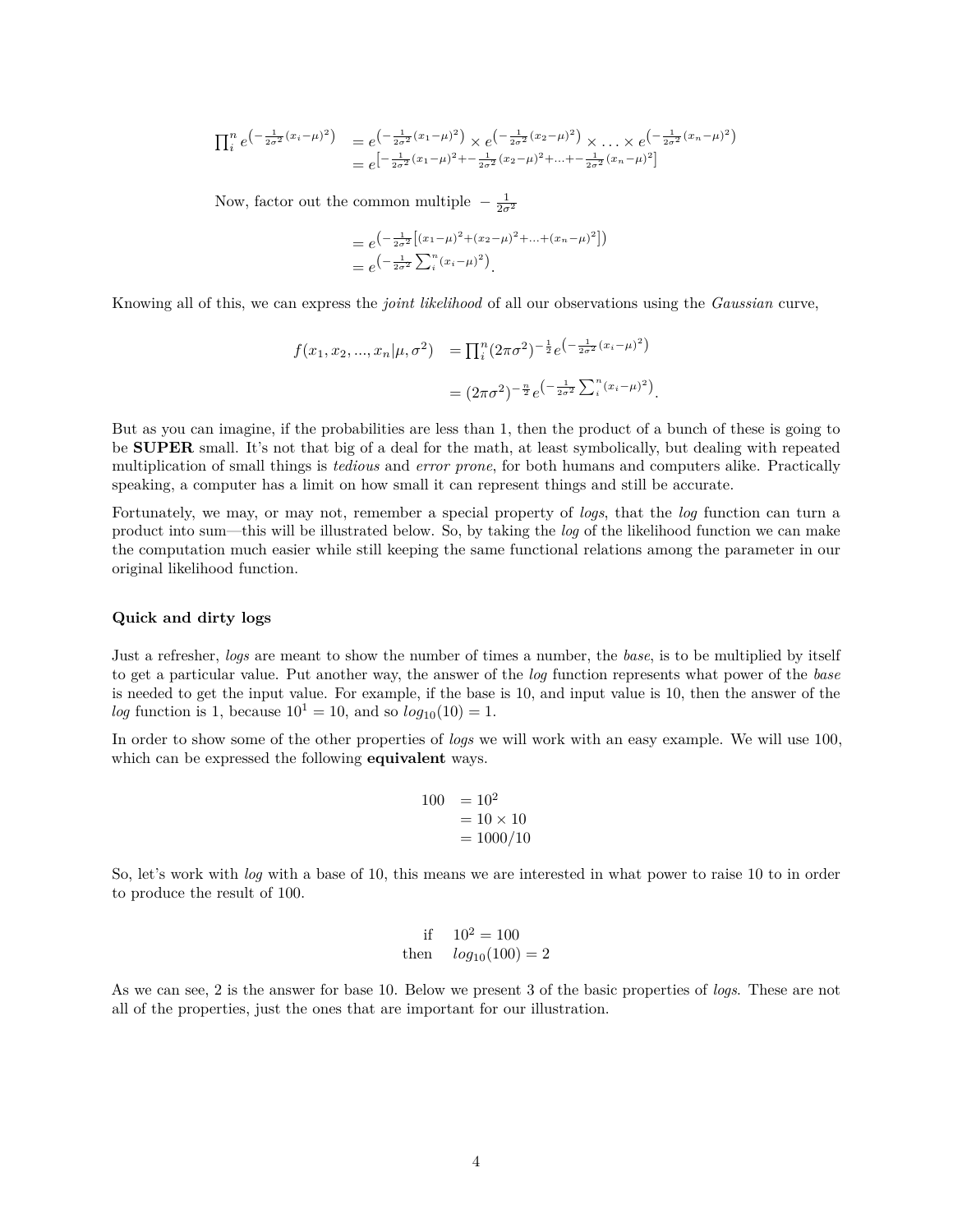$$
\begin{aligned}
\prod_i^n e^{\left(-\frac{1}{2\sigma^2}(x_i-\mu)^2\right)} &= e^{\left(-\frac{1}{2\sigma^2}(x_1-\mu)^2\right)} \times e^{\left(-\frac{1}{2\sigma^2}(x_2-\mu)^2\right)} \times \ldots \times e^{\left(-\frac{1}{2\sigma^2}(x_n-\mu)^2\right)} \\
&= e^{\left[-\frac{1}{2\sigma^2}(x_1-\mu)^2 + -\frac{1}{2\sigma^2}(x_2-\mu)^2 + \ldots + -\frac{1}{2\sigma^2}(x_n-\mu)^2\right]}
\end{aligned}
$$

Now, factor out the common multiple $-\frac{1}{2\sigma^2}$

$$
\begin{aligned}
&= e^{\left(-\frac{1}{2\sigma^2}\left[(x_1-\mu)^2 + (x_2-\mu)^2 + \ldots + (x_n-\mu)^2\right]\right)} \\
&= e^{\left(-\frac{1}{2\sigma^2}\sum_i^n (x_i-\mu)^2\right)}.
\end{aligned}
$$

Knowing all of this, we can express the *joint likelihood* of all our observations using the *Gaussian* curve,

$$
\begin{aligned}
f(x_1, x_2, ..., x_n|\mu, \sigma^2) &= \prod_i^n (2\pi\sigma^2)^{-\frac{1}{2}} e^{\left(-\frac{1}{2\sigma^2}(x_i-\mu)^2\right)} \\
&= (2\pi\sigma^2)^{-\frac{n}{2}} e^{\left(-\frac{1}{2\sigma^2}\sum_i^n (x_i-\mu)^2\right)}.
\end{aligned}
$$

But as you can imagine, if the probabilities are less than 1, then the product of a bunch of these is going to be **SUPER** small. It's not that big of a deal for the math, at least symbolically, but dealing with repeated multiplication of small things is *tedious* and *error prone*, for both humans and computers alike. Practically speaking, a computer has a limit on how small it can represent things and still be accurate.

Fortunately, we may, or may not, remember a special property of *logs*, that the *log* function can turn a product into sum—this will be illustrated below. So, by taking the *log* of the likelihood function we can make the computation much easier while still keeping the same functional relations among the parameter in our original likelihood function.

### Quick and dirty logs

Just a refresher, *logs* are meant to show the number of times a number, the *base*, is to be multiplied by itself to get a particular value. Put another way, the answer of the *log* function represents what power of the *base* is needed to get the input value. For example, if the base is 10, and input value is 10, then the answer of the *log* function is 1, because $10^1 = 10$, and so $log_{10}(10) = 1$.

In order to show some of the other properties of *logs* we will work with an easy example. We will use 100, which can be expressed the following **equivalent** ways.

$$
\begin{aligned}
100 &= 10^2 \\
&= 10 \times 10 \\
&= 1000/10
\end{aligned}
$$

So, let's work with *log* with a base of 10, this means we are interested in what power to raise 10 to in order to produce the result of 100.

$$
\begin{aligned}
\text{if} \quad & 10^2 = 100 \\
\text{then} \quad & log_{10}(100) = 2
\end{aligned}
$$

As we can see, 2 is the answer for base 10. Below we present 3 of the basic properties of *logs*. These are not all of the properties, just the ones that are important for our illustration.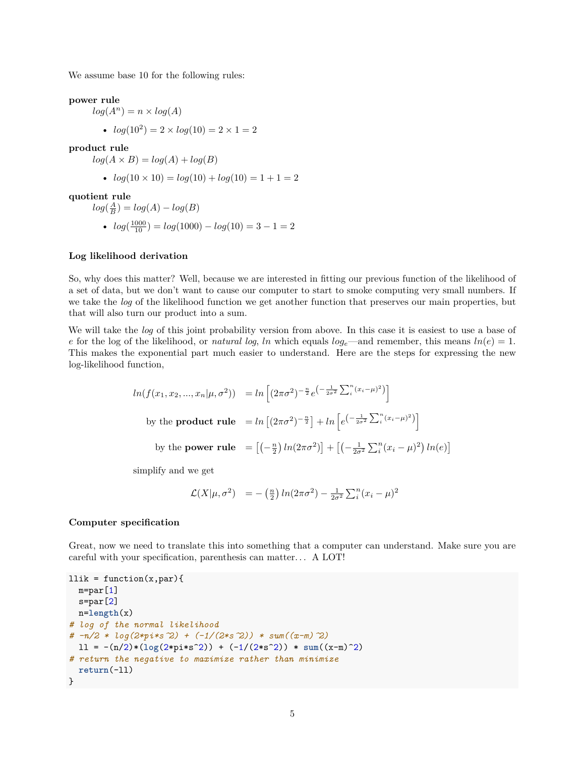We assume base 10 for the following rules:

**power rule**
: $log(A^n) = n \times log(A)$

- $log(10^2) = 2 \times log(10) = 2 \times 1 = 2$

**product rule**
: $log(A \times B) = log(A) + log(B)$

- $log(10 \times 10) = log(10) + log(10) = 1 + 1 = 2$

**quotient rule**
: $log(\frac{A}{B}) = log(A) - log(B)$

- $log(\frac{1000}{10}) = log(1000) - log(10) = 3 - 1 = 2$

### Log likelihood derivation

So, why does this matter? Well, because we are interested in fitting our previous function of the likelihood of a set of data, but we don't want to cause our computer to start to smoke computing very small numbers. If we take the *log* of the likelihood function we get another function that preserves our main properties, but that will also turn our product into a sum.

We will take the *log* of this joint probability version from above. In this case it is easiest to use a base of $e$ for the log of the likelihood, or *natural log*, $ln$ which equals $log_e$—and remember, this means $ln(e) = 1$. This makes the exponential part much easier to understand. Here are the steps for expressing the new log-likelihood function,

$$
\begin{aligned}
ln(f(x_1, x_2, ..., x_n|\mu, \sigma^2)) &= ln\left[(2\pi\sigma^2)^{-\frac{n}{2}} e^{\left(-\frac{1}{2\sigma^2}\sum_i^n (x_i-\mu)^2\right)}\right] \\
\text{by the } \textbf{product rule} &= ln\left[(2\pi\sigma^2)^{-\frac{n}{2}}\right] + ln\left[e^{\left(-\frac{1}{2\sigma^2}\sum_i^n (x_i-\mu)^2\right)}\right] \\
\text{by the } \textbf{power rule} &= \left[\left(-\frac{n}{2}\right) ln(2\pi\sigma^2)\right] + \left[\left(-\frac{1}{2\sigma^2}\sum_i^n (x_i-\mu)^2\right) ln(e)\right]
\end{aligned}
$$

simplify and we get

$$
\mathcal{L}(X|\mu, \sigma^2) = -\left(\frac{n}{2}\right) ln(2\pi\sigma^2) - \frac{1}{2\sigma^2}\sum_i^n (x_i-\mu)^2
$$

### Computer specification

Great, now we need to translate this into something that a computer can understand. Make sure you are careful with your specification, parenthesis can matter… A LOT!

```
llik = function(x,par){
  m=par[1]
  s=par[2]
  n=length(x)
# log of the normal likelihood
# -n/2 * log(2*pi*s^2) + (-1/(2*s^2)) * sum((x-m)^2)
  ll = -(n/2)*(log(2*pi*s^2)) + (-1/(2*s^2)) * sum((x-m)^2)
# return the negative to maximize rather than minimize
  return(-ll)
}
```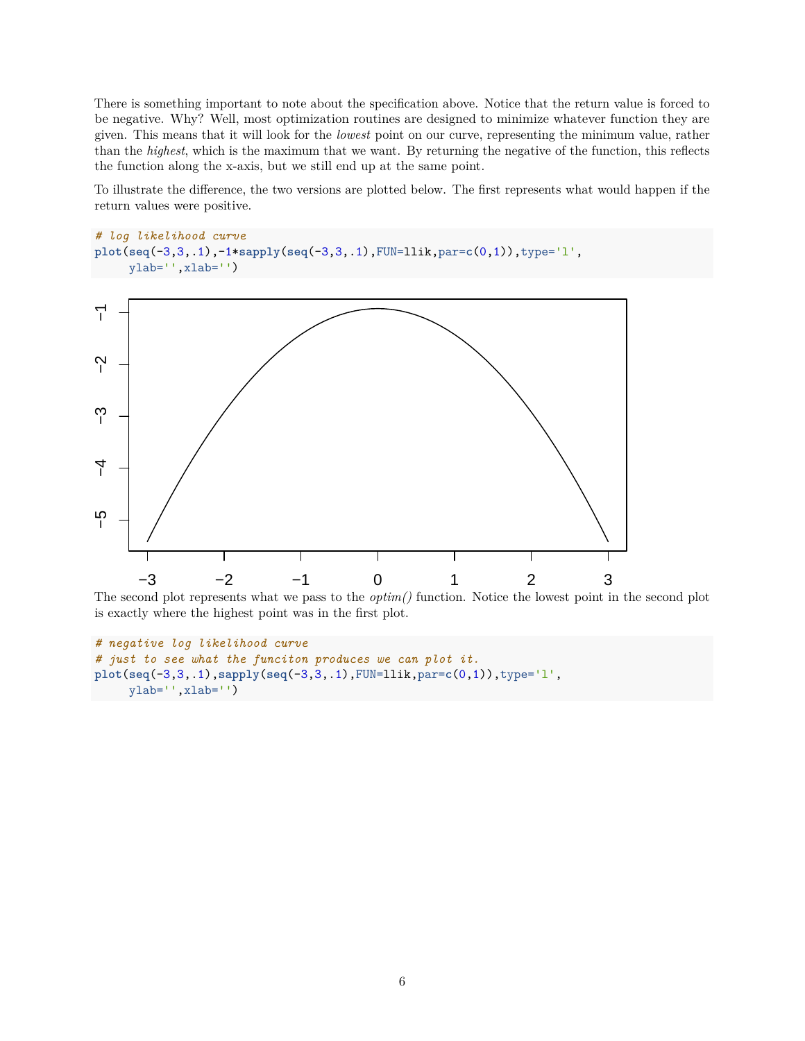There is something important to note about the specification above. Notice that the return value is forced to be negative. Why? Well, most optimization routines are designed to minimize whatever function they are given. This means that it will look for the *lowest* point on our curve, representing the minimum value, rather than the *highest*, which is the maximum that we want. By returning the negative of the function, this reflects the function along the x-axis, but we still end up at the same point.

To illustrate the difference, the two versions are plotted below. The first represents what would happen if the return values were positive.

```
# log likelihood curve
plot(seq(-3,3,.1),-1*sapply(seq(-3,3,.1),FUN=llik,par=c(0,1)),type='l',
     ylab='',xlab='')
```

The second plot represents what we pass to the *optim()* function. Notice the lowest point in the second plot is exactly where the highest point was in the first plot.

```
# negative log likelihood curve
# just to see what the funciton produces we can plot it.
plot(seq(-3,3,.1),sapply(seq(-3,3,.1),FUN=llik,par=c(0,1)),type='l',
     ylab='',xlab='')
```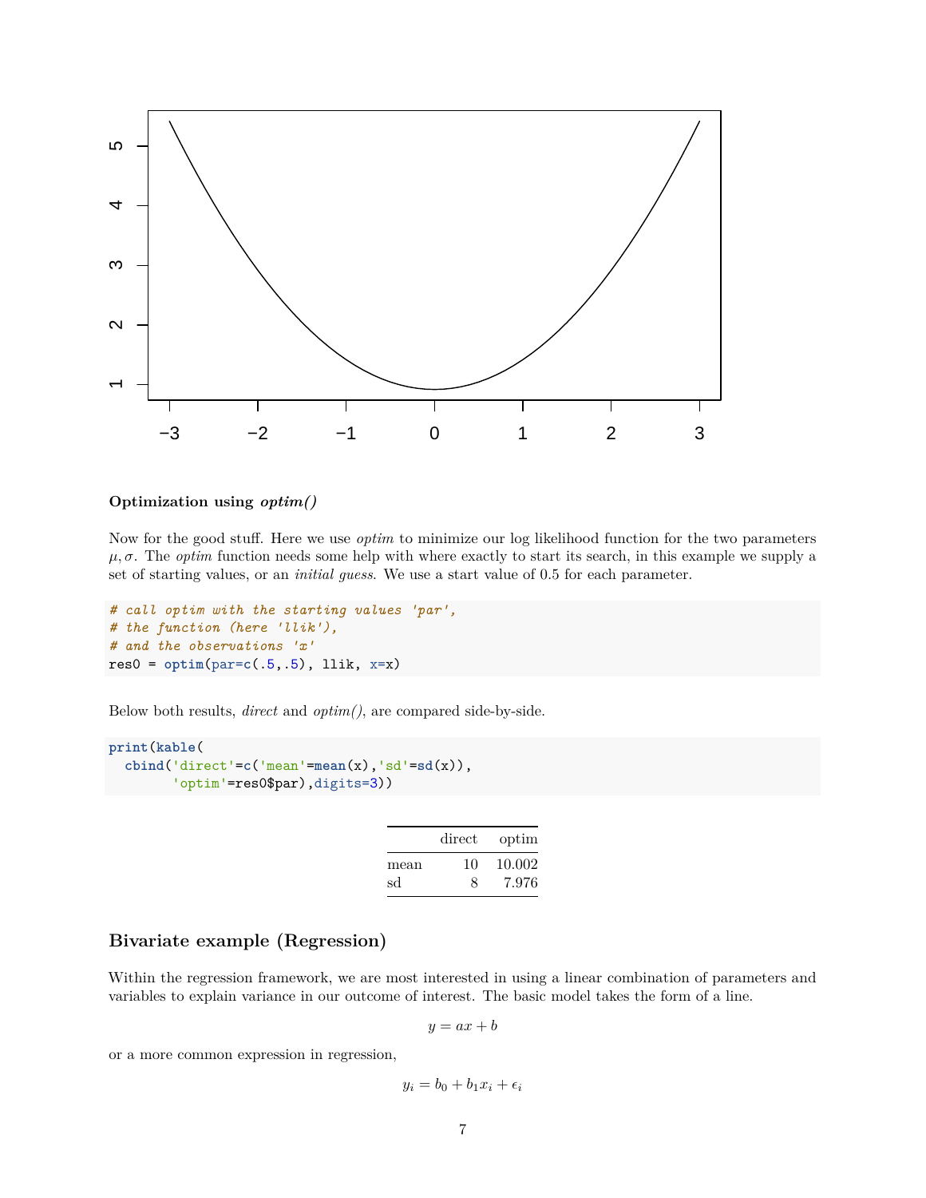**Optimization using *optim()***

Now for the good stuff. Here we use *optim* to minimize our log likelihood function for the two parameters $\mu, \sigma$. The *optim* function needs some help with where exactly to start its search, in this example we supply a set of starting values, or an *initial guess*. We use a start value of 0.5 for each parameter.

```
# call optim with the starting values 'par',
# the function (here 'llik'),
# and the observations 'x'
res0 = optim(par=c(.5,.5), llik, x=x)
```

Below both results, *direct* and *optim()*, are compared side-by-side.

```
print(kable(
  cbind('direct'=c('mean'=mean(x),'sd'=sd(x)),
        'optim'=res0$par),digits=3))
```

| | direct | optim |
|---|---|---|
| mean | 10 | 10.002 |
| sd | 8 | 7.976 |

### Bivariate example (Regression)

Within the regression framework, we are most interested in using a linear combination of parameters and variables to explain variance in our outcome of interest. The basic model takes the form of a line.

$$y = ax + b$$

or a more common expression in regression,

$$y_i = b_0 + b_1 x_i + \epsilon_i$$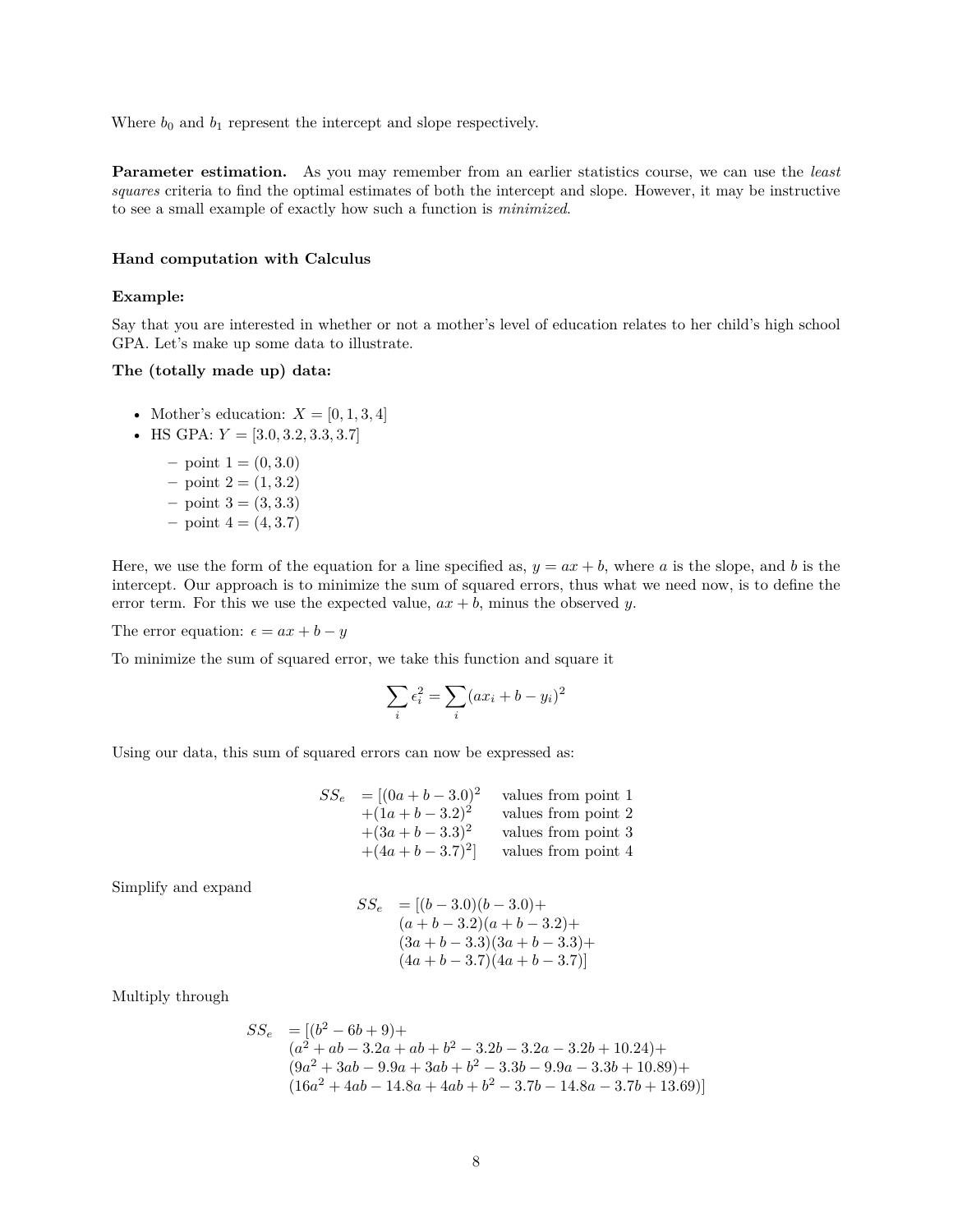Where $b_0$ and $b_1$ represent the intercept and slope respectively.

**Parameter estimation.** As you may remember from an earlier statistics course, we can use the *least squares* criteria to find the optimal estimates of both the intercept and slope. However, it may be instructive to see a small example of exactly how such a function is *minimized*.

### Hand computation with Calculus

**Example:**

Say that you are interested in whether or not a mother's level of education relates to her child's high school GPA. Let's make up some data to illustrate.

**The (totally made up) data:**

- Mother's education: $X = [0, 1, 3, 4]$
- HS GPA: $Y = [3.0, 3.2, 3.3, 3.7]$
  - point 1 = $(0, 3.0)$
  - point 2 = $(1, 3.2)$
  - point 3 = $(3, 3.3)$
  - point 4 = $(4, 3.7)$

Here, we use the form of the equation for a line specified as, $y = ax + b$, where $a$ is the slope, and $b$ is the intercept. Our approach is to minimize the sum of squared errors, thus what we need now, is to define the error term. For this we use the expected value, $ax + b$, minus the observed $y$.

The error equation: $\epsilon = ax + b - y$

To minimize the sum of squared error, we take this function and square it

$$\sum_i \epsilon_i^2 = \sum_i (ax_i + b - y_i)^2$$

Using our data, this sum of squared errors can now be expressed as:

$$\begin{aligned} SS_e \;&= [(0a + b - 3.0)^2 && \text{values from point 1} \\ &+(1a + b - 3.2)^2 && \text{values from point 2} \\ &+(3a + b - 3.3)^2 && \text{values from point 3} \\ &+(4a + b - 3.7)^2] && \text{values from point 4} \end{aligned}$$

Simplify and expand

$$\begin{aligned} SS_e \;&= [(b - 3.0)(b - 3.0)+ \\ &(a + b - 3.2)(a + b - 3.2)+ \\ &(3a + b - 3.3)(3a + b - 3.3)+ \\ &(4a + b - 3.7)(4a + b - 3.7)] \end{aligned}$$

Multiply through

$$\begin{aligned} SS_e \;&= [(b^2 - 6b + 9)+ \\ &(a^2 + ab - 3.2a + ab + b^2 - 3.2b - 3.2a - 3.2b + 10.24)+ \\ &(9a^2 + 3ab - 9.9a + 3ab + b^2 - 3.3b - 9.9a - 3.3b + 10.89)+ \\ &(16a^2 + 4ab - 14.8a + 4ab + b^2 - 3.7b - 14.8a - 3.7b + 13.69)] \end{aligned}$$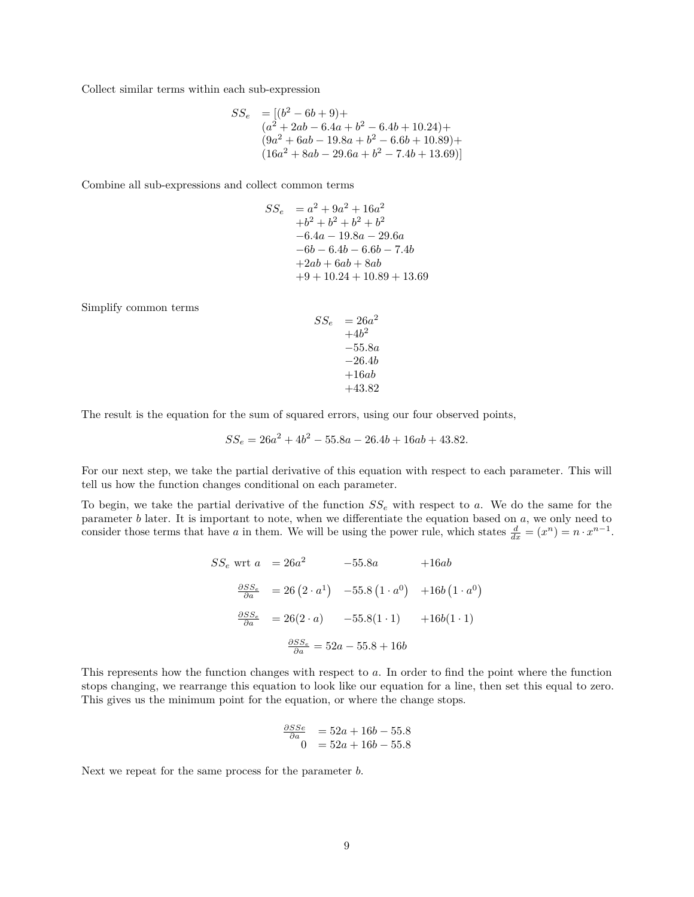Collect similar terms within each sub-expression

$$
\begin{aligned}
SS_e \;&= [(b^2 - 6b + 9)+ \\
&(a^2 + 2ab - 6.4a + b^2 - 6.4b + 10.24)+ \\
&(9a^2 + 6ab - 19.8a + b^2 - 6.6b + 10.89)+ \\
&(16a^2 + 8ab - 29.6a + b^2 - 7.4b + 13.69)]
\end{aligned}
$$

Combine all sub-expressions and collect common terms

$$
\begin{aligned}
SS_e \;&= a^2 + 9a^2 + 16a^2 \\
&+b^2 + b^2 + b^2 + b^2 \\
&-6.4a - 19.8a - 29.6a \\
&-6b - 6.4b - 6.6b - 7.4b \\
&+2ab + 6ab + 8ab \\
&+9 + 10.24 + 10.89 + 13.69
\end{aligned}
$$

Simplify common terms

$$
\begin{aligned}
SS_e \;&= 26a^2 \\
&+4b^2 \\
&-55.8a \\
&-26.4b \\
&+16ab \\
&+43.82
\end{aligned}
$$

The result is the equation for the sum of squared errors, using our four observed points,

$$SS_e = 26a^2 + 4b^2 - 55.8a - 26.4b + 16ab + 43.82.$$

For our next step, we take the partial derivative of this equation with respect to each parameter. This will tell us how the function changes conditional on each parameter.

To begin, we take the partial derivative of the function $SS_e$ with respect to $a$. We do the same for the parameter $b$ later. It is important to note, when we differentiate the equation based on $a$, we only need to consider those terms that have $a$ in them. We will be using the power rule, which states $\frac{d}{dx} = (x^n) = n \cdot x^{n-1}$.

$$
\begin{aligned}
SS_e \text{ wrt } a \;&= 26a^2 \qquad -55.8a \qquad +16ab \\
\frac{\partial SS_e}{\partial a} \;&= 26\left(2 \cdot a^1\right) \quad -55.8\left(1 \cdot a^0\right) \quad +16b\left(1 \cdot a^0\right) \\
\frac{\partial SS_e}{\partial a} \;&= 26(2 \cdot a) \qquad -55.8(1 \cdot 1) \qquad +16b(1 \cdot 1) \\
\frac{\partial SS_e}{\partial a} \;&= 52a - 55.8 + 16b
\end{aligned}
$$

This represents how the function changes with respect to $a$. In order to find the point where the function stops changing, we rearrange this equation to look like our equation for a line, then set this equal to zero. This gives us the minimum point for the equation, or where the change stops.

$$
\begin{aligned}
\frac{\partial SSe}{\partial a} \;&= 52a + 16b - 55.8 \\
0 \;&= 52a + 16b - 55.8
\end{aligned}
$$

Next we repeat for the same process for the parameter $b$.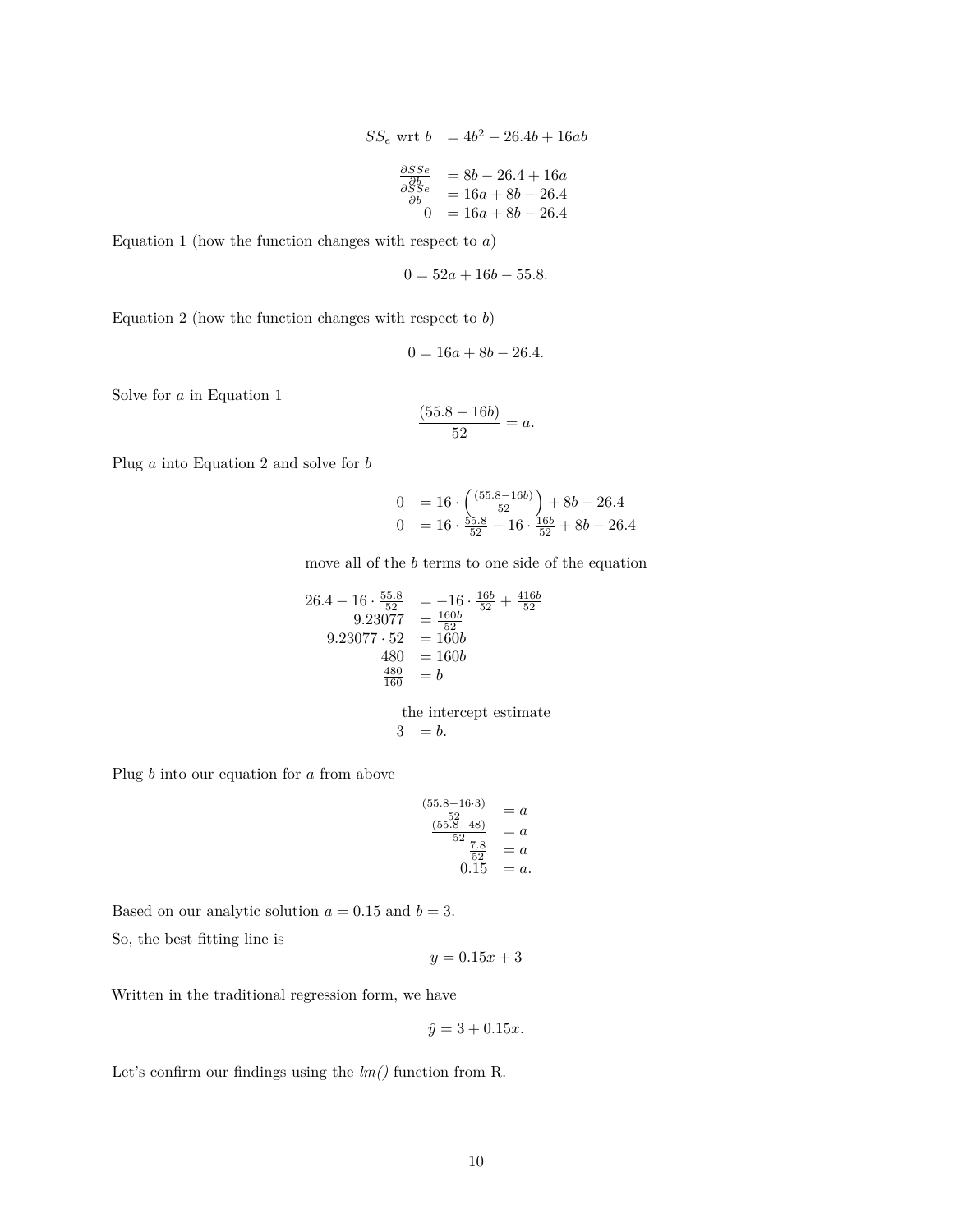$$
\begin{aligned}
SS_e \text{ wrt } b &= 4b^2 - 26.4b + 16ab \\
\frac{\partial SSe}{\partial b} &= 8b - 26.4 + 16a \\
\frac{\partial SSe}{\partial b} &= 16a + 8b - 26.4 \\
0 &= 16a + 8b - 26.4
\end{aligned}
$$

Equation 1 (how the function changes with respect to $a$)

$$0 = 52a + 16b - 55.8.$$

Equation 2 (how the function changes with respect to $b$)

$$0 = 16a + 8b - 26.4.$$

Solve for $a$ in Equation 1

$$\frac{(55.8 - 16b)}{52} = a.$$

Plug $a$ into Equation 2 and solve for $b$

$$
\begin{aligned}
0 &= 16 \cdot \left(\frac{(55.8-16b)}{52}\right) + 8b - 26.4 \\
0 &= 16 \cdot \frac{55.8}{52} - 16 \cdot \frac{16b}{52} + 8b - 26.4
\end{aligned}
$$

move all of the $b$ terms to one side of the equation

$$
\begin{aligned}
26.4 - 16 \cdot \frac{55.8}{52} &= -16 \cdot \frac{16b}{52} + \frac{416b}{52} \\
9.23077 &= \frac{160b}{52} \\
9.23077 \cdot 52 &= 160b \\
480 &= 160b \\
\frac{480}{160} &= b \\
&\text{the intercept estimate} \\
3 &= b.
\end{aligned}
$$

Plug $b$ into our equation for $a$ from above

$$
\begin{aligned}
\frac{(55.8-16 \cdot 3)}{52} &= a \\
\frac{(55.8-48)}{52} &= a \\
\frac{7.8}{52} &= a \\
0.15 &= a.
\end{aligned}
$$

Based on our analytic solution $a = 0.15$ and $b = 3$.

So, the best fitting line is

$$y = 0.15x + 3$$

Written in the traditional regression form, we have

$$\hat{y} = 3 + 0.15x.$$

Let's confirm our findings using the *lm()* function from R.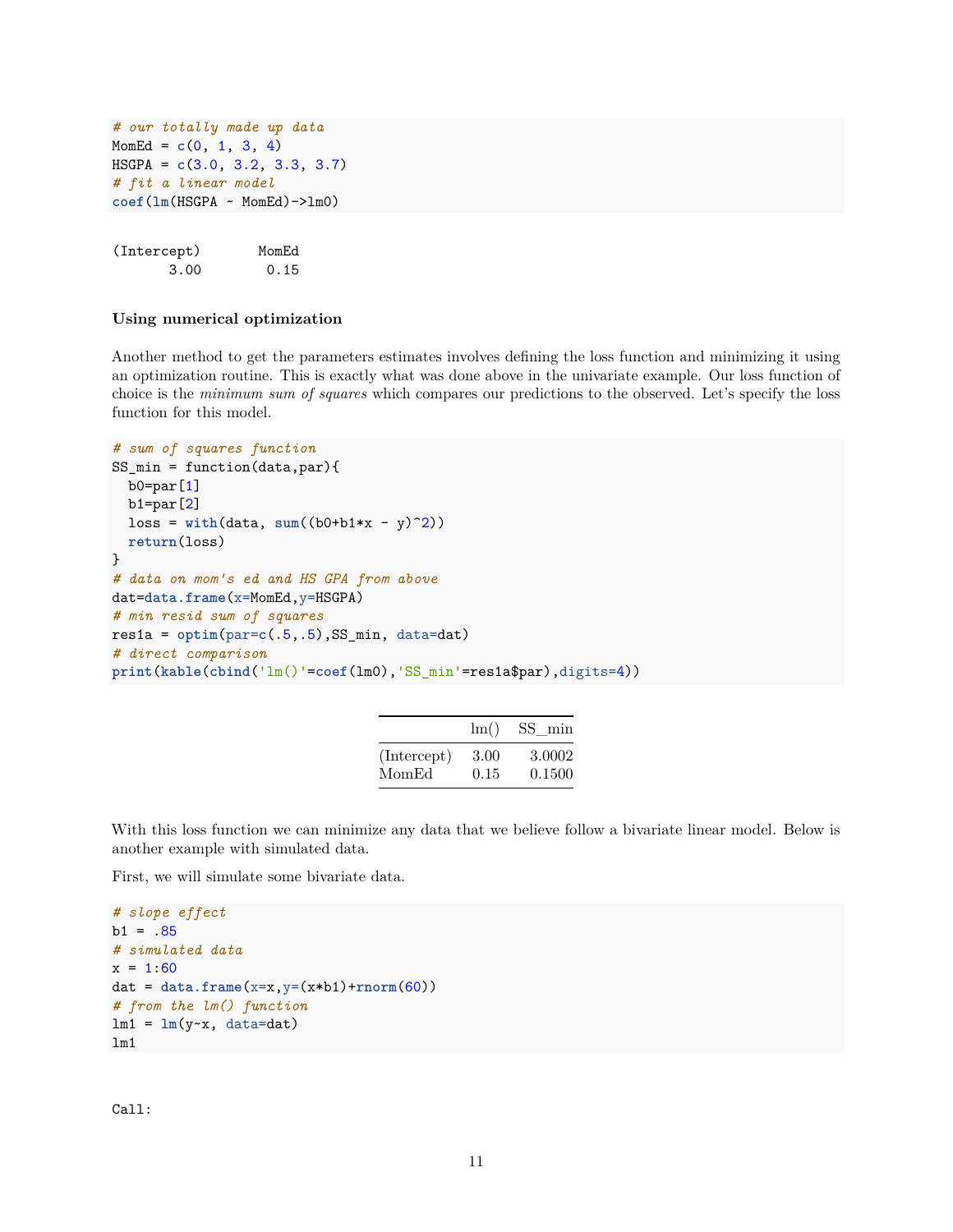```
# our totally made up data
MomEd = c(0, 1, 3, 4)
HSGPA = c(3.0, 3.2, 3.3, 3.7)
# fit a linear model
coef(lm(HSGPA ~ MomEd)->lm0)
```

```
(Intercept)       MomEd
       3.00        0.15
```

#### Using numerical optimization

Another method to get the parameters estimates involves defining the loss function and minimizing it using an optimization routine. This is exactly what was done above in the univariate example. Our loss function of choice is the *minimum sum of squares* which compares our predictions to the observed. Let's specify the loss function for this model.

```
# sum of squares function
SS_min = function(data,par){
  b0=par[1]
  b1=par[2]
  loss = with(data, sum((b0+b1*x - y)^2))
  return(loss)
}
# data on mom's ed and HS GPA from above
dat=data.frame(x=MomEd,y=HSGPA)
# min resid sum of squares
res1a = optim(par=c(.5,.5),SS_min, data=dat)
# direct comparison
print(kable(cbind('lm()'=coef(lm0),'SS_min'=res1a$par),digits=4))
```

| | lm() | SS_min |
|---|---|---|
| (Intercept) | 3.00 | 3.0002 |
| MomEd | 0.15 | 0.1500 |

With this loss function we can minimize any data that we believe follow a bivariate linear model. Below is another example with simulated data.

First, we will simulate some bivariate data.

```
# slope effect
b1 = .85
# simulated data
x = 1:60
dat = data.frame(x=x,y=(x*b1)+rnorm(60))
# from the lm() function
lm1 = lm(y~x, data=dat)
lm1
```

```
Call:
```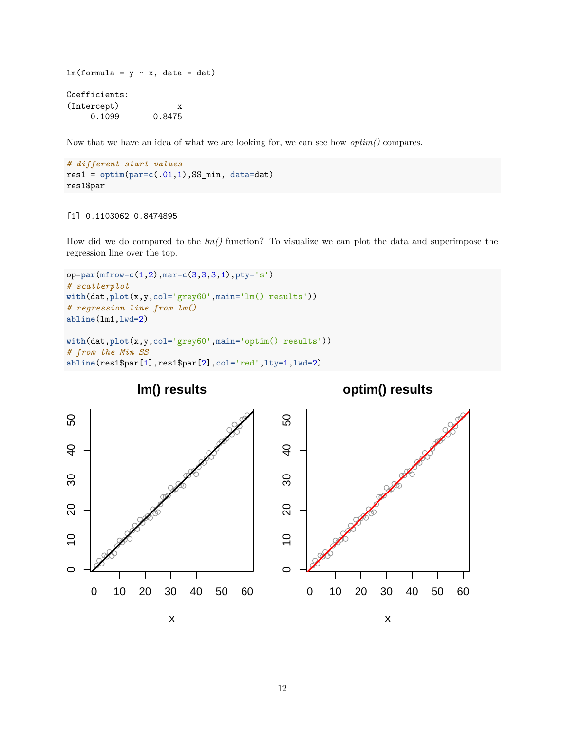```
lm(formula = y ~ x, data = dat)

Coefficients:
(Intercept)            x
     0.1099       0.8475
```

Now that we have an idea of what we are looking for, we can see how *optim()* compares.

```
# different start values
res1 = optim(par=c(.01,1),SS_min, data=dat)
res1$par
```

```
[1] 0.1103062 0.8474895
```

How did we do compared to the *lm()* function? To visualize we can plot the data and superimpose the regression line over the top.

```
op=par(mfrow=c(1,2),mar=c(3,3,3,1),pty='s')
# scatterplot
with(dat,plot(x,y,col='grey60',main='lm() results'))
# regression line from lm()
abline(lm1,lwd=2)

with(dat,plot(x,y,col='grey60',main='optim() results'))
# from the Min SS
abline(res1$par[1],res1$par[2],col='red',lty=1,lwd=2)
```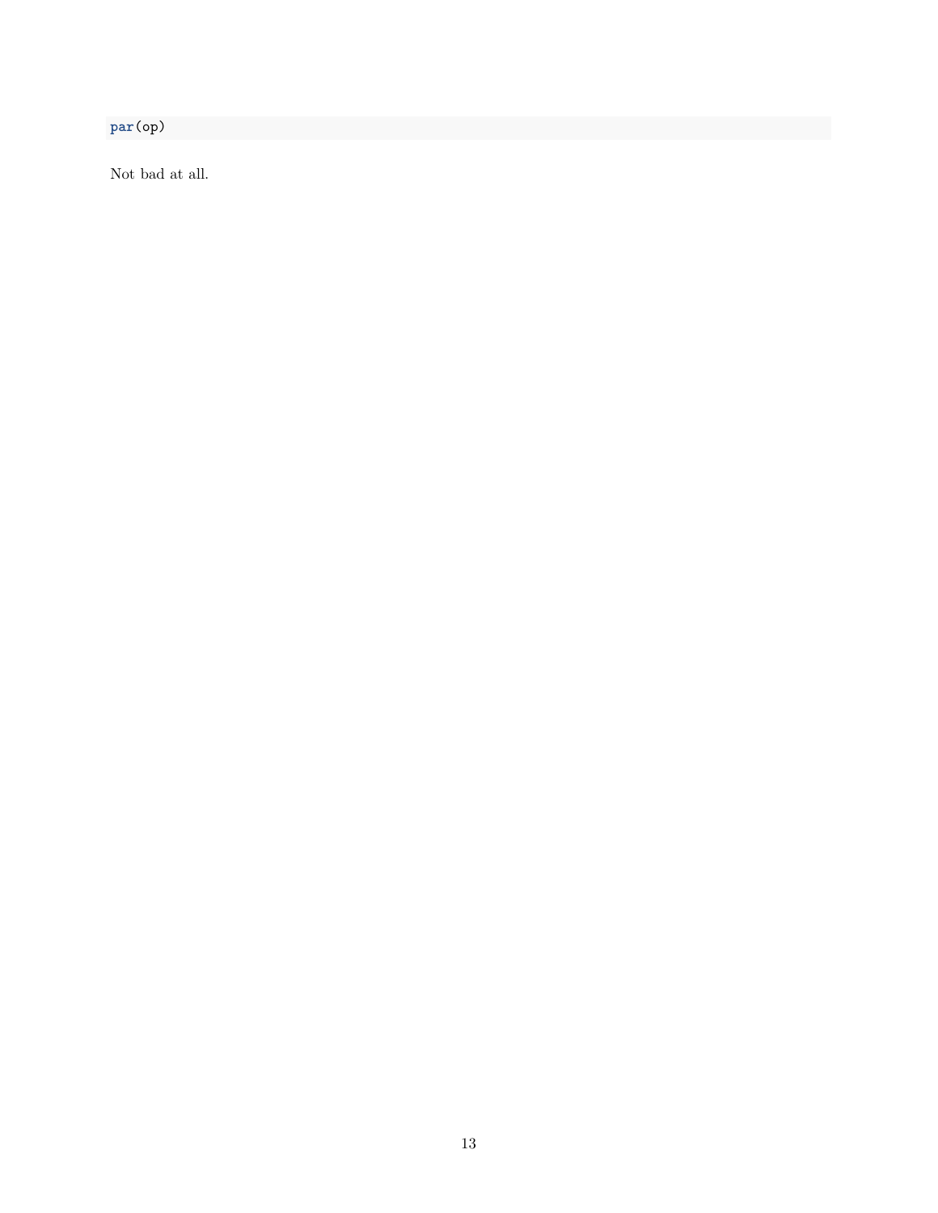```r
par(op)
```

Not bad at all.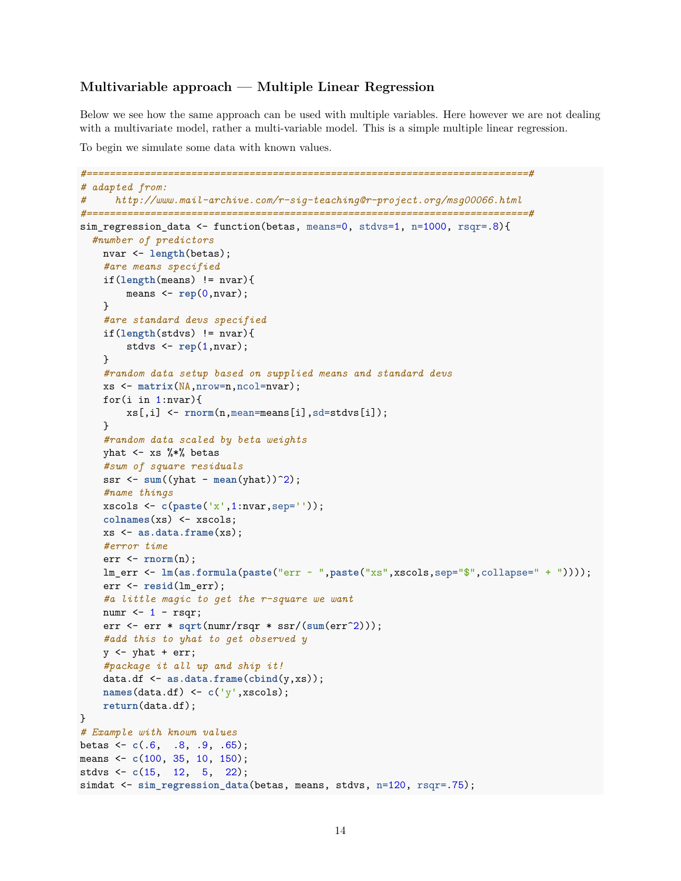### Multivariable approach — Multiple Linear Regression

Below we see how the same approach can be used with multiple variables. Here however we are not dealing with a multivariate model, rather a multi-variable model. This is a simple multiple linear regression.

To begin we simulate some data with known values.

```r
#==============================================================================#
# adapted from:
#     http://www.mail-archive.com/r-sig-teaching@r-project.org/msg00066.html
#==============================================================================#
sim_regression_data <- function(betas, means=0, stdvs=1, n=1000, rsqr=.8){
  #number of predictors
    nvar <- length(betas);
    #are means specified
    if(length(means) != nvar){
        means <- rep(0,nvar);
    }
    #are standard devs specified
    if(length(stdvs) != nvar){
        stdvs <- rep(1,nvar);
    }
    #random data setup based on supplied means and standard devs
    xs <- matrix(NA,nrow=n,ncol=nvar);
    for(i in 1:nvar){
        xs[,i] <- rnorm(n,mean=means[i],sd=stdvs[i]);
    }
    #random data scaled by beta weights
    yhat <- xs %*% betas
    #sum of square residuals
    ssr <- sum((yhat - mean(yhat))^2);
    #name things
    xscols <- c(paste('x',1:nvar,sep=''));
    colnames(xs) <- xscols;
    xs <- as.data.frame(xs);
    #error time
    err <- rnorm(n);
    lm_err <- lm(as.formula(paste("err ~ ",paste("xs",xscols,sep="$",collapse=" + "))));
    err <- resid(lm_err);
    #a little magic to get the r-square we want
    numr <- 1 - rsqr;
    err <- err * sqrt(numr/rsqr * ssr/(sum(err^2)));
    #add this to yhat to get observed y
    y <- yhat + err;
    #package it all up and ship it!
    data.df <- as.data.frame(cbind(y,xs));
    names(data.df) <- c('y',xscols);
    return(data.df);
}
# Example with known values
betas <- c(.6,  .8, .9, .65);
means <- c(100, 35, 10, 150);
stdvs <- c(15,  12,  5,  22);
simdat <- sim_regression_data(betas, means, stdvs, n=120, rsqr=.75);
```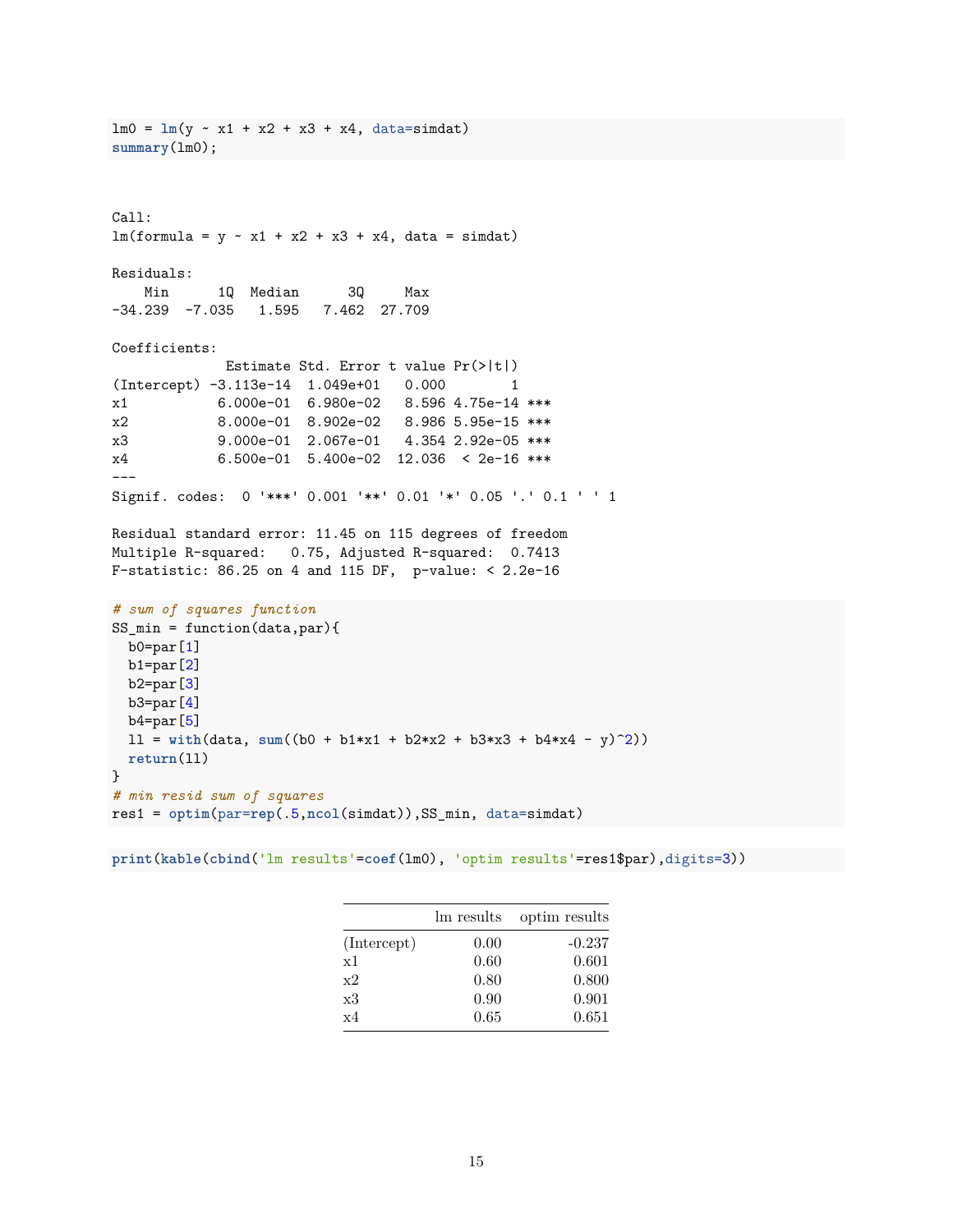```r
lm0 = lm(y ~ x1 + x2 + x3 + x4, data=simdat)
summary(lm0);
```

```
Call:
lm(formula = y ~ x1 + x2 + x3 + x4, data = simdat)

Residuals:
    Min      1Q  Median      3Q     Max 
-34.239  -7.035   1.595   7.462  27.709 

Coefficients:
              Estimate Std. Error t value Pr(>|t|)    
(Intercept) -3.113e-14  1.049e+01   0.000        1    
x1           6.000e-01  6.980e-02   8.596 4.75e-14 ***
x2           8.000e-01  8.902e-02   8.986 5.95e-15 ***
x3           9.000e-01  2.067e-01   4.354 2.92e-05 ***
x4           6.500e-01  5.400e-02  12.036  < 2e-16 ***
---
Signif. codes:  0 '***' 0.001 '**' 0.01 '*' 0.05 '.' 0.1 ' ' 1

Residual standard error: 11.45 on 115 degrees of freedom
Multiple R-squared:   0.75, Adjusted R-squared:  0.7413 
F-statistic: 86.25 on 4 and 115 DF,  p-value: < 2.2e-16
```

```r
# sum of squares function
SS_min = function(data,par){
  b0=par[1]
  b1=par[2]
  b2=par[3]
  b3=par[4]
  b4=par[5]
  ll = with(data, sum((b0 + b1*x1 + b2*x2 + b3*x3 + b4*x4 - y)^2))
  return(ll)
}
# min resid sum of squares
res1 = optim(par=rep(.5,ncol(simdat)),SS_min, data=simdat)
```

```r
print(kable(cbind('lm results'=coef(lm0), 'optim results'=res1$par),digits=3))
```

| | lm results | optim results |
|---|---|---|
| (Intercept) | 0.00 | -0.237 |
| x1 | 0.60 | 0.601 |
| x2 | 0.80 | 0.800 |
| x3 | 0.90 | 0.901 |
| x4 | 0.65 | 0.651 |